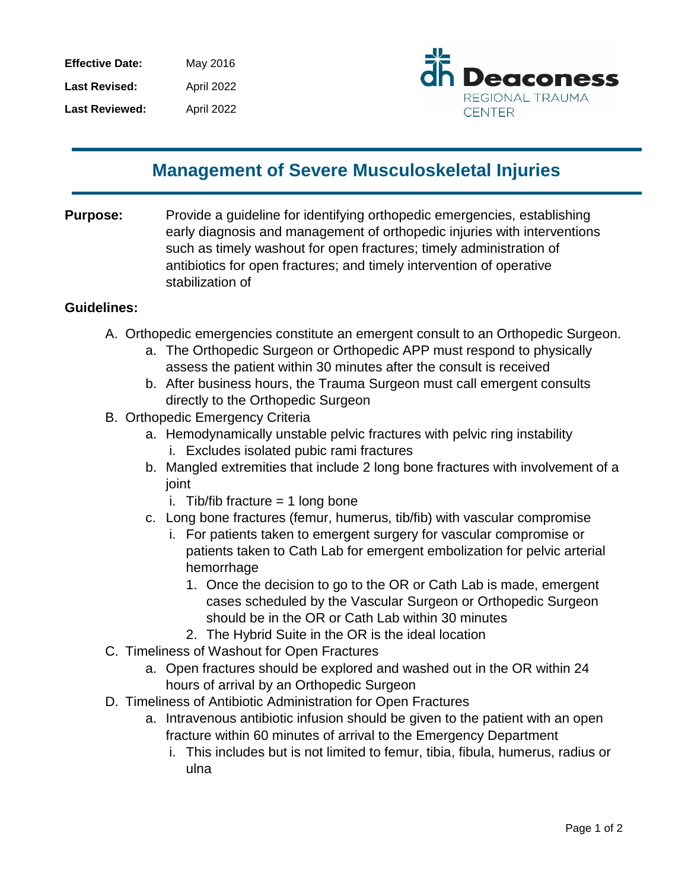**Effective Date:** May 2016

**Last Revised:** April 2022

**Last Reviewed:** April 2022

Deaconess REGIONAL TRAUMA CENTER

# Management of Severe Musculoskeletal Injuries

**Purpose:** Provide a guideline for identifying orthopedic emergencies, establishing early diagnosis and management of orthopedic injuries with interventions such as timely washout for open fractures; timely administration of antibiotics for open fractures; and timely intervention of operative stabilization of

**Guidelines:**

A. Orthopedic emergencies constitute an emergent consult to an Orthopedic Surgeon.
   a. The Orthopedic Surgeon or Orthopedic APP must respond to physically assess the patient within 30 minutes after the consult is received
   b. After business hours, the Trauma Surgeon must call emergent consults directly to the Orthopedic Surgeon
B. Orthopedic Emergency Criteria
   a. Hemodynamically unstable pelvic fractures with pelvic ring instability
      i. Excludes isolated pubic rami fractures
   b. Mangled extremities that include 2 long bone fractures with involvement of a joint
      i. Tib/fib fracture = 1 long bone
   c. Long bone fractures (femur, humerus, tib/fib) with vascular compromise
      i. For patients taken to emergent surgery for vascular compromise or patients taken to Cath Lab for emergent embolization for pelvic arterial hemorrhage
         1. Once the decision to go to the OR or Cath Lab is made, emergent cases scheduled by the Vascular Surgeon or Orthopedic Surgeon should be in the OR or Cath Lab within 30 minutes
         2. The Hybrid Suite in the OR is the ideal location
C. Timeliness of Washout for Open Fractures
   a. Open fractures should be explored and washed out in the OR within 24 hours of arrival by an Orthopedic Surgeon
D. Timeliness of Antibiotic Administration for Open Fractures
   a. Intravenous antibiotic infusion should be given to the patient with an open fracture within 60 minutes of arrival to the Emergency Department
      i. This includes but is not limited to femur, tibia, fibula, humerus, radius or ulna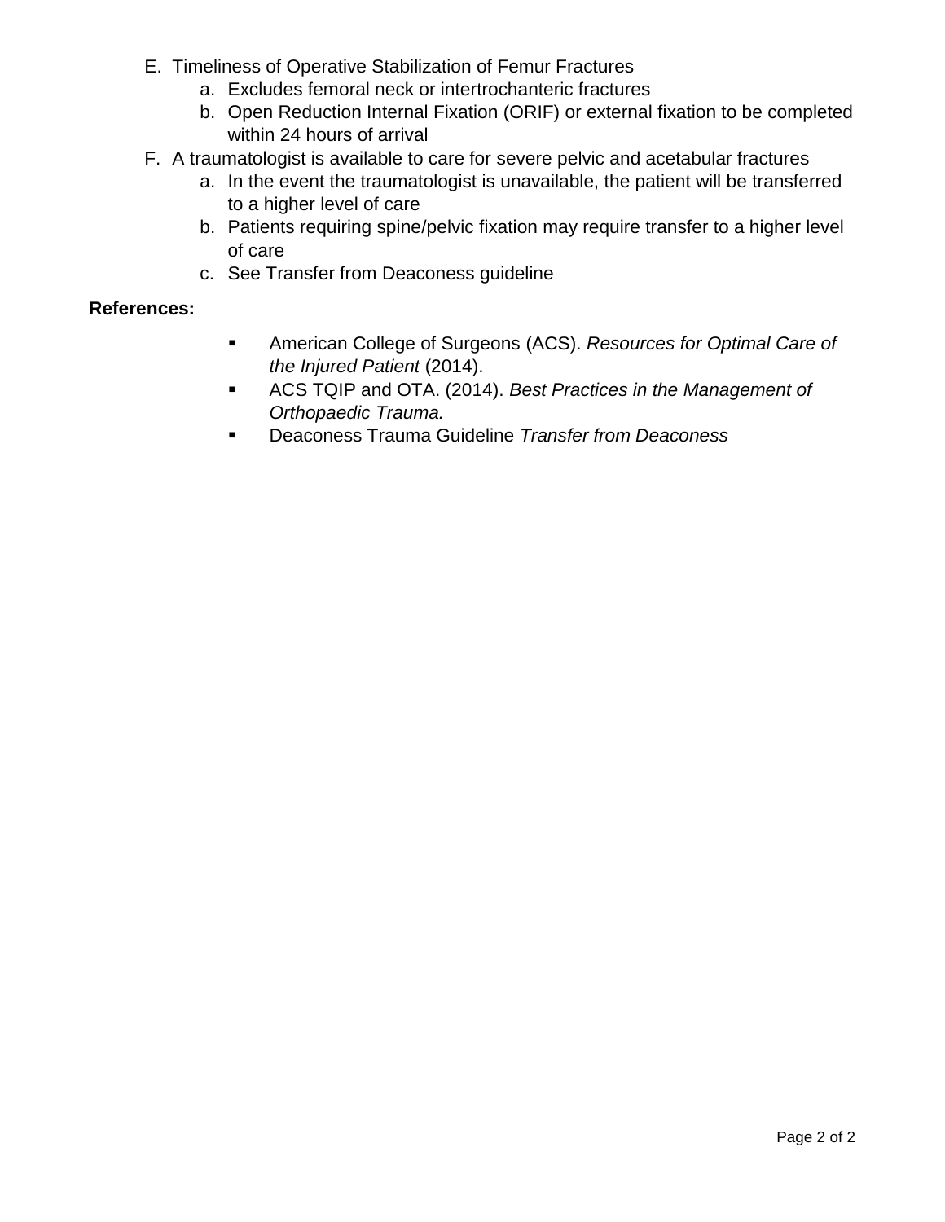E. Timeliness of Operative Stabilization of Femur Fractures
    a. Excludes femoral neck or intertrochanteric fractures
    b. Open Reduction Internal Fixation (ORIF) or external fixation to be completed within 24 hours of arrival
F. A traumatologist is available to care for severe pelvic and acetabular fractures
    a. In the event the traumatologist is unavailable, the patient will be transferred to a higher level of care
    b. Patients requiring spine/pelvic fixation may require transfer to a higher level of care
    c. See Transfer from Deaconess guideline

**References:**

- American College of Surgeons (ACS). *Resources for Optimal Care of the Injured Patient* (2014).
- ACS TQIP and OTA. (2014). *Best Practices in the Management of Orthopaedic Trauma.*
- Deaconess Trauma Guideline *Transfer from Deaconess*